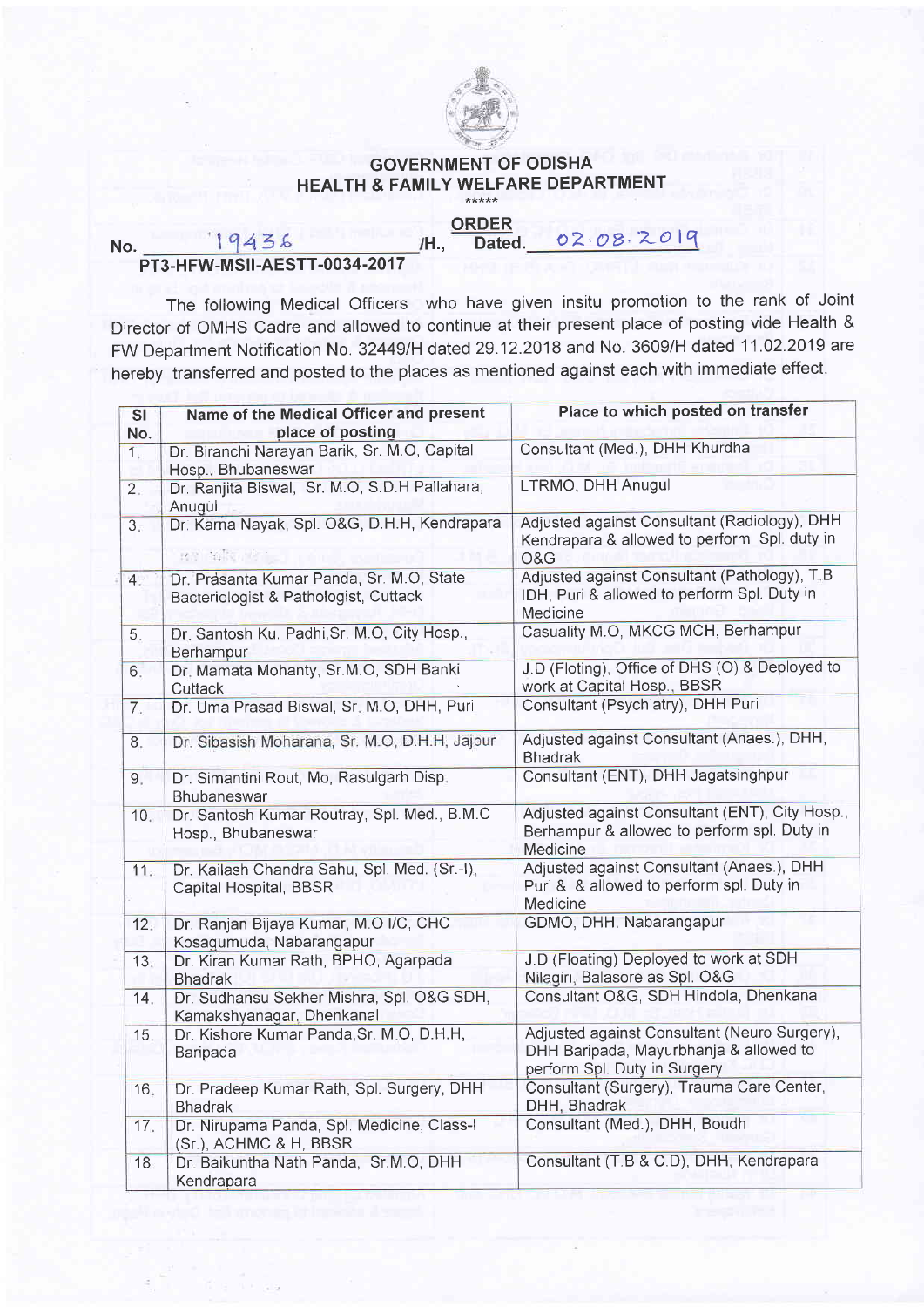# GOVERNMENT OF ODISHA
## HEALTH & FAMILY WELFARE DEPARTMENT

\*\*\*\*\*

**ORDER**

No. 19436 /H., Dated. 02.08.2019

**PT3-HFW-MSII-AESTT-0034-2017**

The following Medical Officers who have given insitu promotion to the rank of Joint Director of OMHS Cadre and allowed to continue at their present place of posting vide Health & FW Department Notification No. 32449/H dated 29.12.2018 and No. 3609/H dated 11.02.2019 are hereby transferred and posted to the places as mentioned against each with immediate effect.

| Sl No. | Name of the Medical Officer and present place of posting | Place to which posted on transfer |
|---|---|---|
| 1. | Dr. Biranchi Narayan Barik, Sr. M.O, Capital Hosp., Bhubaneswar | Consultant (Med.), DHH Khurdha |
| 2. | Dr. Ranjita Biswal, Sr. M.O, S.D.H Pallahara, Anugul | LTRMO, DHH Anugul |
| 3. | Dr. Karna Nayak, Spl. O&G, D.H.H, Kendrapara | Adjusted against Consultant (Radiology), DHH Kendrapara & allowed to perform Spl. duty in O&G |
| 4. | Dr. Prasanta Kumar Panda, Sr. M.O, State Bacteriologist & Pathologist, Cuttack | Adjusted against Consultant (Pathology), T.B IDH, Puri & allowed to perform Spl. Duty in Medicine |
| 5. | Dr. Santosh Ku. Padhi, Sr. M.O, City Hosp., Berhampur | Casuality M.O, MKCG MCH, Berhampur |
| 6. | Dr. Mamata Mohanty, Sr.M.O, SDH Banki, Cuttack | J.D (Floting), Office of DHS (O) & Deployed to work at Capital Hosp., BBSR |
| 7. | Dr. Uma Prasad Biswal, Sr. M.O, DHH, Puri | Consultant (Psychiatry), DHH Puri |
| 8. | Dr. Sibasish Moharana, Sr. M.O, D.H.H, Jajpur | Adjusted against Consultant (Anaes.), DHH, Bhadrak |
| 9. | Dr. Simantini Rout, Mo, Rasulgarh Disp. Bhubaneswar | Consultant (ENT), DHH Jagatsinghpur |
| 10. | Dr. Santosh Kumar Routray, Spl. Med., B.M.C Hosp., Bhubaneswar | Adjusted against Consultant (ENT), City Hosp., Berhampur & allowed to perform Spl. Duty in Medicine |
| 11. | Dr. Kailash Chandra Sahu, Spl. Med. (Sr.-I), Capital Hospital, BBSR | Adjusted against Consultant (Anaes.), DHH Puri & & allowed to perform spl. Duty in Medicine |
| 12. | Dr. Ranjan Bijaya Kumar, M.O I/C, CHC Kosagumuda, Nabarangapur | GDMO, DHH, Nabarangapur |
| 13. | Dr. Kiran Kumar Rath, BPHO, Agarpada Bhadrak | J.D (Floating) Deployed to work at SDH Nilagiri, Balasore as Spl. O&G |
| 14. | Dr. Sudhansu Sekher Mishra, Spl. O&G SDH, Kamakshyanagar, Dhenkanal | Consultant O&G, SDH Hindola, Dhenkanal |
| 15. | Dr. Kishore Kumar Panda, Sr. M.O, D.H.H, Baripada | Adjusted against Consultant (Neuro Surgery), DHH Baripada, Mayurbhanja & allowed to perform Spl. Duty in Surgery |
| 16. | Dr. Pradeep Kumar Rath, Spl. Surgery, DHH Bhadrak | Consultant (Surgery), Trauma Care Center, DHH, Bhadrak |
| 17. | Dr. Nirupama Panda, Spl. Medicine, Class-I (Sr.), ACHMC & H, BBSR | Consultant (Med.), DHH, Boudh |
| 18. | Dr. Baikuntha Nath Panda, Sr.M.O, DHH Kendrapara | Consultant (T.B & C.D), DHH, Kendrapara |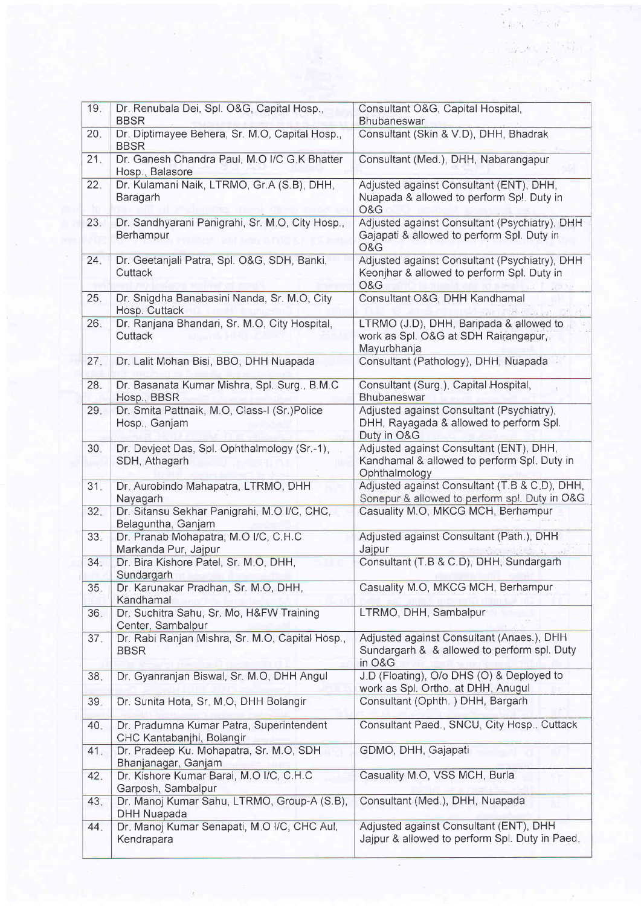| | | |
|---|---|---|
| 19. | Dr. Renubala Dei, Spl. O&G, Capital Hosp., BBSR | Consultant O&G, Capital Hospital, Bhubaneswar |
| 20. | Dr. Diptimayee Behera, Sr. M.O, Capital Hosp., BBSR | Consultant (Skin & V.D), DHH, Bhadrak |
| 21. | Dr. Ganesh Chandra Paul, M.O I/C G.K Bhatter Hosp., Balasore | Consultant (Med.), DHH, Nabarangpur |
| 22. | Dr. Kulamani Naik, LTRMO, Gr.A (S.B), DHH, Baragarh | Adjusted against Consultant (ENT), DHH, Nuapada & allowed to perform Spl. Duty in O&G |
| 23. | Dr. Sandhyarani Panigrahi, Sr. M.O, City Hosp., Berhampur | Adjusted against Consultant (Psychiatry), DHH Gajapati & allowed to perform Spl. Duty in O&G |
| 24. | Dr. Geetanjali Patra, Spl. O&G, SDH, Banki, Cuttack | Adjusted against Consultant (Psychiatry), DHH Keonjhar & allowed to perform Spl. Duty in O&G |
| 25. | Dr. Snigdha Banabasini Nanda, Sr. M.O, City Hosp. Cuttack | Consultant O&G, DHH Kandhamal |
| 26. | Dr. Ranjana Bhandari, Sr. M.O, City Hospital, Cuttack | LTRMO (J.D), DHH, Baripada & allowed to work as Spl. O&G at SDH Rairangapur, Mayurbhanja |
| 27. | Dr. Lalit Mohan Bisi, BBO, DHH Nuapada | Consultant (Pathology), DHH, Nuapada |
| 28. | Dr. Basanata Kumar Mishra, Spl. Surg., B.M.C Hosp., BBSR | Consultant (Surg.), Capital Hospital, Bhubaneswar |
| 29. | Dr. Smita Pattnaik, M.O, Class-I (Sr.)Police Hosp., Ganjam | Adjusted against Consultant (Psychiatry), DHH, Rayagada & allowed to perform Spl. Duty in O&G |
| 30. | Dr. Devjeet Das, Spl. Ophthalmology (Sr.-1), SDH, Athagarh | Adjusted against Consultant (ENT), DHH, Kandhamal & allowed to perform Spl. Duty in Ophthalmology |
| 31. | Dr. Aurobindo Mahapatra, LTRMO, DHH Nayagarh | Adjusted against Consultant (T.B & C.D), DHH, Sonepur & allowed to perform spl. Duty in O&G |
| 32. | Dr. Sitansu Sekhar Panigrahi, M.O I/C, CHC, Belaguntha, Ganjam | Casuality M.O, MKCG MCH, Berhampur |
| 33. | Dr. Pranab Mohapatra, M.O I/C, C.H.C Markanda Pur, Jajpur | Adjusted against Consultant (Path.), DHH Jajpur |
| 34. | Dr. Bira Kishore Patel, Sr. M.O, DHH, Sundargarh | Consultant (T.B & C.D), DHH, Sundargarh |
| 35. | Dr. Karunakar Pradhan, Sr. M.O, DHH, Kandhamal | Casuality M.O, MKCG MCH, Berhampur |
| 36. | Dr. Suchitra Sahu, Sr. Mo, H&FW Training Center, Sambalpur | LTRMO, DHH, Sambalpur |
| 37. | Dr. Rabi Ranjan Mishra, Sr. M.O, Capital Hosp., BBSR | Adjusted against Consultant (Anaes.), DHH Sundargarh & & allowed to perform spl. Duty in O&G |
| 38. | Dr. Gyanranjan Biswal, Sr. M.O, DHH Angul | J.D (Floating), O/o DHS (O) & Deployed to work as Spl. Ortho. at DHH, Anugul |
| 39. | Dr. Sunita Hota, Sr. M.O, DHH Bolangir | Consultant (Ophth. ) DHH, Bargarh |
| 40. | Dr. Pradumna Kumar Patra, Superintendent CHC Kantabanjhi, Bolangir | Consultant Paed., SNCU, City Hosp., Cuttack |
| 41. | Dr. Pradeep Ku. Mohapatra, Sr. M.O, SDH Bhanjanagar, Ganjam | GDMO, DHH, Gajapati |
| 42. | Dr. Kishore Kumar Barai, M.O I/C, C.H.C Garposh, Sambalpur | Casuality M.O, VSS MCH, Burla |
| 43. | Dr. Manoj Kumar Sahu, LTRMO, Group-A (S.B), DHH Nuapada | Consultant (Med.), DHH, Nuapada |
| 44. | Dr. Manoj Kumar Senapati, M.O I/C, CHC Aul, Kendrapara | Adjusted against Consultant (ENT), DHH Jajpur & allowed to perform Spl. Duty in Paed. |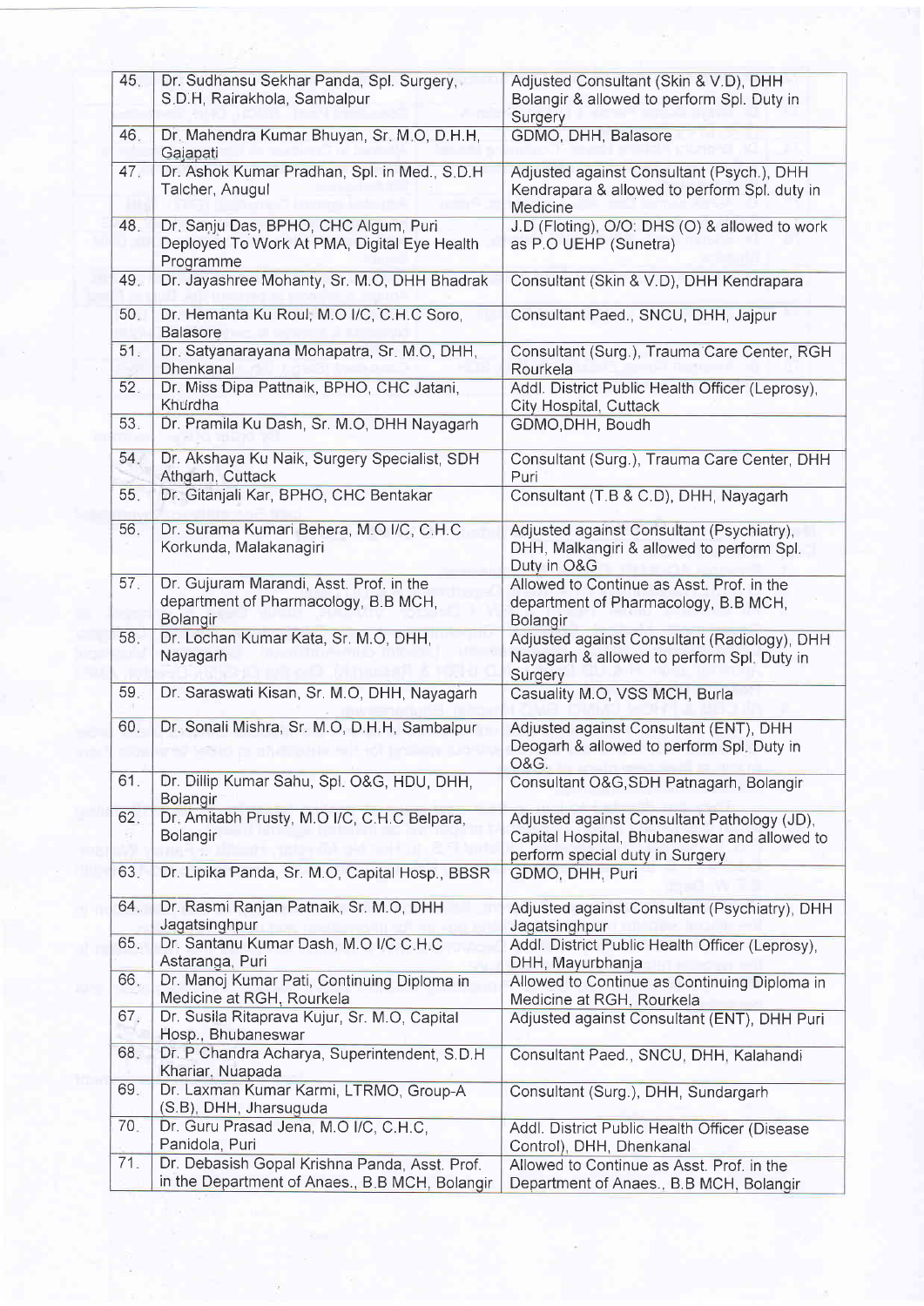| | | |
|---|---|---|
| 45. | Dr. Sudhansu Sekhar Panda, Spl. Surgery, S.D.H, Rairakhola, Sambalpur | Adjusted Consultant (Skin & V.D), DHH Bolangir & allowed to perform Spl. Duty in Surgery |
| 46. | Dr. Mahendra Kumar Bhuyan, Sr. M.O, D.H.H, Gajapati | GDMO, DHH, Balasore |
| 47. | Dr. Ashok Kumar Pradhan, Spl. in Med., S.D.H Talcher, Anugul | Adjusted against Consultant (Psych.), DHH Kendrapara & allowed to perform Spl. duty in Medicine |
| 48. | Dr. Sanju Das, BPHO, CHC Algum, Puri Deployed To Work At PMA, Digital Eye Health Programme | J.D (Floting), O/O: DHS (O) & allowed to work as P.O UEHP (Sunetra) |
| 49. | Dr. Jayashree Mohanty, Sr. M.O, DHH Bhadrak | Consultant (Skin & V.D), DHH Kendrapara |
| 50. | Dr. Hemanta Ku Roul, M.O I/C, C.H.C Soro, Balasore | Consultant Paed., SNCU, DHH, Jajpur |
| 51. | Dr. Satyanarayana Mohapatra, Sr. M.O, DHH, Dhenkanal | Consultant (Surg.), Trauma Care Center, RGH Rourkela |
| 52. | Dr. Miss Dipa Pattnaik, BPHO, CHC Jatani, Khurdha | Addl. District Public Health Officer (Leprosy), City Hospital, Cuttack |
| 53. | Dr. Pramila Ku Dash, Sr. M.O, DHH Nayagarh | GDMO,DHH, Boudh |
| 54. | Dr. Akshaya Ku Naik, Surgery Specialist, SDH Athgarh, Cuttack | Consultant (Surg.), Trauma Care Center, DHH Puri |
| 55. | Dr. Gitanjali Kar, BPHO, CHC Bentakar | Consultant (T.B & C.D), DHH, Nayagarh |
| 56. | Dr. Surama Kumari Behera, M.O I/C, C.H.C Korkunda, Malakanagiri | Adjusted against Consultant (Psychiatry), DHH, Malkangiri & allowed to perform Spl. Duty in O&G |
| 57. | Dr. Gujuram Marandi, Asst. Prof. in the department of Pharmacology, B.B MCH, Bolangir | Allowed to Continue as Asst. Prof. in the department of Pharmacology, B.B MCH, Bolangir |
| 58. | Dr. Lochan Kumar Kata, Sr. M.O, DHH, Nayagarh | Adjusted against Consultant (Radiology), DHH Nayagarh & allowed to perform Spl. Duty in Surgery |
| 59. | Dr. Saraswati Kisan, Sr. M.O, DHH, Nayagarh | Casuality M.O, VSS MCH, Burla |
| 60. | Dr. Sonali Mishra, Sr. M.O, D.H.H, Sambalpur | Adjusted against Consultant (ENT), DHH Deogarh & allowed to perform Spl. Duty in O&G. |
| 61. | Dr. Dillip Kumar Sahu, Spl. O&G, HDU, DHH, Bolangir | Consultant O&G,SDH Patnagarh, Bolangir |
| 62. | Dr. Amitabh Prusty, M.O I/C, C.H.C Belpara, Bolangir | Adjusted against Consultant Pathology (JD), Capital Hospital, Bhubaneswar and allowed to perform special duty in Surgery |
| 63. | Dr. Lipika Panda, Sr. M.O, Capital Hosp., BBSR | GDMO, DHH, Puri |
| 64. | Dr. Rasmi Ranjan Patnaik, Sr. M.O, DHH Jagatsinghpur | Adjusted against Consultant (Psychiatry), DHH Jagatsinghpur |
| 65. | Dr. Santanu Kumar Dash, M.O I/C C.H.C Astaranga, Puri | Addl. District Public Health Officer (Leprosy), DHH, Mayurbhanja |
| 66. | Dr. Manoj Kumar Pati, Continuing Diploma in Medicine at RGH, Rourkela | Allowed to Continue as Continuing Diploma in Medicine at RGH, Rourkela |
| 67. | Dr. Susila Ritaprava Kujur, Sr. M.O, Capital Hosp., Bhubaneswar | Adjusted against Consultant (ENT), DHH Puri |
| 68. | Dr. P Chandra Acharya, Superintendent, S.D.H Khariar, Nuapada | Consultant Paed., SNCU, DHH, Kalahandi |
| 69. | Dr. Laxman Kumar Karmi, LTRMO, Group-A (S.B), DHH, Jharsuguda | Consultant (Surg.), DHH, Sundargarh |
| 70. | Dr. Guru Prasad Jena, M.O I/C, C.H.C, Panidola, Puri | Addl. District Public Health Officer (Disease Control), DHH, Dhenkanal |
| 71. | Dr. Debasish Gopal Krishna Panda, Asst. Prof. in the Department of Anaes., B.B MCH, Bolangir | Allowed to Continue as Asst. Prof. in the Department of Anaes., B.B MCH, Bolangir |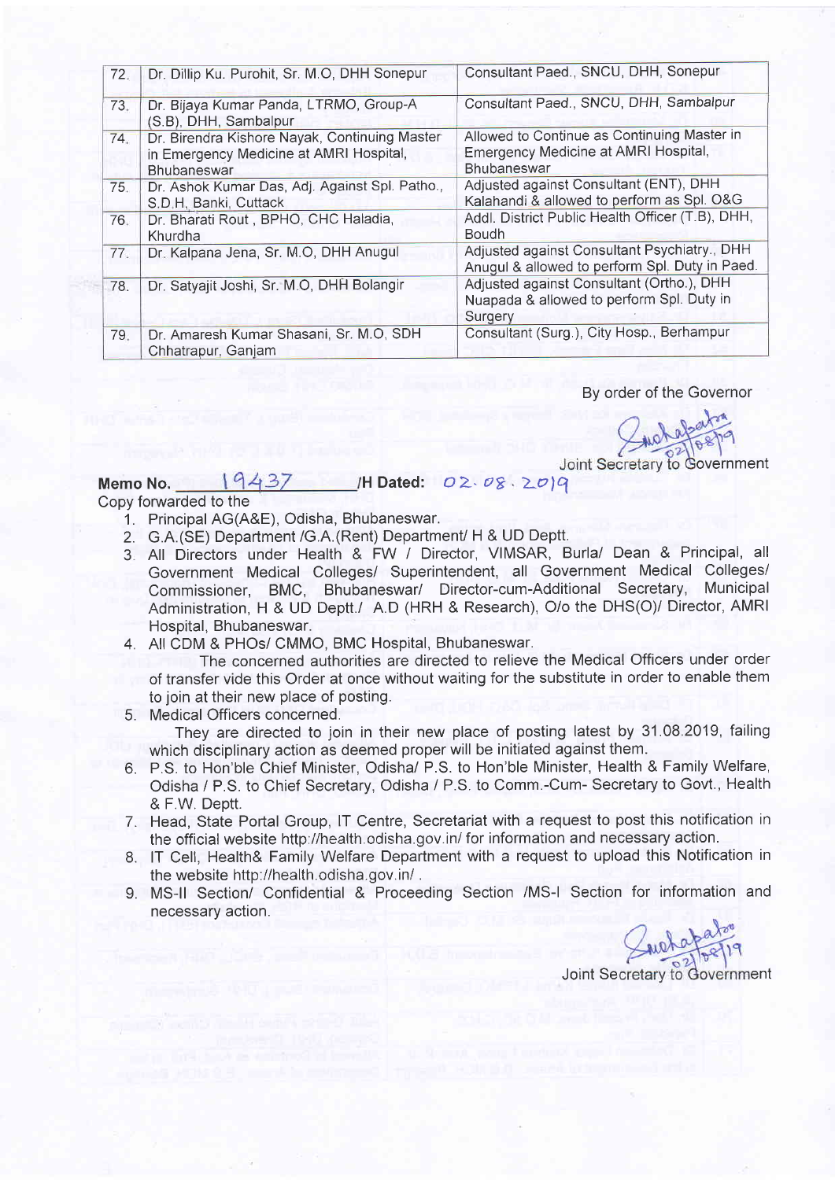| | | |
|---|---|---|
| 72. | Dr. Dillip Ku. Purohit, Sr. M.O, DHH Sonepur | Consultant Paed., SNCU, DHH, Sonepur |
| 73. | Dr. Bijaya Kumar Panda, LTRMO, Group-A (S.B), DHH, Sambalpur | Consultant Paed., SNCU, DHH, Sambalpur |
| 74. | Dr. Birendra Kishore Nayak, Continuing Master in Emergency Medicine at AMRI Hospital, Bhubaneswar | Allowed to Continue as Continuing Master in Emergency Medicine at AMRI Hospital, Bhubaneswar |
| 75. | Dr. Ashok Kumar Das, Adj. Against Spl. Patho., S.D.H, Banki, Cuttack | Adjusted against Consultant (ENT), DHH Kalahandi & allowed to perform as Spl. O&G |
| 76. | Dr. Bharati Rout , BPHO, CHC Haladia, Khurdha | Addl. District Public Health Officer (T.B), DHH, Boudh |
| 77. | Dr. Kalpana Jena, Sr. M.O, DHH Anugul | Adjusted against Consultant Psychiatry., DHH Anugul & allowed to perform Spl. Duty in Paed. |
| 78. | Dr. Satyajit Joshi, Sr. M.O, DHH Bolangir | Adjusted against Consultant (Ortho.), DHH Nuapada & allowed to perform Spl. Duty in Surgery |
| 79. | Dr. Amaresh Kumar Shasani, Sr. M.O, SDH Chhatrapur, Ganjam | Consultant (Surg.), City Hosp., Berhampur |

By order of the Governor

Joint Secretary to Government

**Memo No.** 19437 **/H Dated:** 02.08.2019

Copy forwarded to the

1. Principal AG(A&E), Odisha, Bhubaneswar.
2. G.A.(SE) Department /G.A.(Rent) Department/ H & UD Deptt.
3. All Directors under Health & FW / Director, VIMSAR, Burla/ Dean & Principal, all Government Medical Colleges/ Superintendent, all Government Medical Colleges/ Commissioner, BMC, Bhubaneswar/ Director-cum-Additional Secretary, Municipal Administration, H & UD Deptt./ A.D (HRH & Research), O/o the DHS(O)/ Director, AMRI Hospital, Bhubaneswar.
4. All CDM & PHOs/ CMMO, BMC Hospital, Bhubaneswar.

   The concerned authorities are directed to relieve the Medical Officers under order of transfer vide this Order at once without waiting for the substitute in order to enable them to join at their new place of posting.
5. Medical Officers concerned.

   They are directed to join in their new place of posting latest by 31.08.2019, failing which disciplinary action as deemed proper will be initiated against them.
6. P.S. to Hon'ble Chief Minister, Odisha/ P.S. to Hon'ble Minister, Health & Family Welfare, Odisha / P.S. to Chief Secretary, Odisha / P.S. to Comm.-Cum- Secretary to Govt., Health & F.W. Deptt.
7. Head, State Portal Group, IT Centre, Secretariat with a request to post this notification in the official website http://health.odisha.gov.in/ for information and necessary action.
8. IT Cell, Health& Family Welfare Department with a request to upload this Notification in the website http://health.odisha.gov.in/ .
9. MS-II Section/ Confidential & Proceeding Section /MS-I Section for information and necessary action.

Joint Secretary to Government